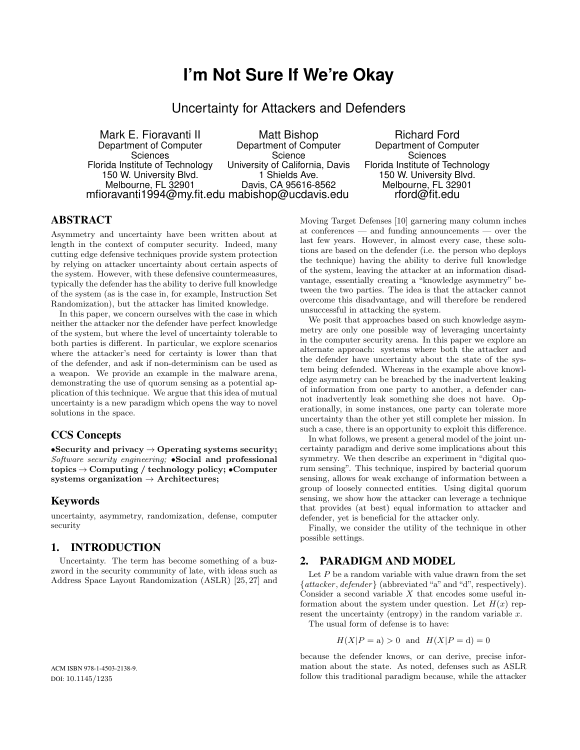# I'm Not Sure If We're Okay

## Uncertainty for Attackers and Defenders

Mark E. Fioravanti II
Department of Computer Sciences
Florida Institute of Technology
150 W. University Blvd.
Melbourne, FL 32901
mfioravanti1994@my.fit.edu

Matt Bishop
Department of Computer Science
University of California, Davis
1 Shields Ave.
Davis, CA 95616-8562
mabishop@ucdavis.edu

Richard Ford
Department of Computer Sciences
Florida Institute of Technology
150 W. University Blvd.
Melbourne, FL 32901
rford@fit.edu

## ABSTRACT

Asymmetry and uncertainty have been written about at length in the context of computer security. Indeed, many cutting edge defensive techniques provide system protection by relying on attacker uncertainty about certain aspects of the system. However, with these defensive countermeasures, typically the defender has the ability to derive full knowledge of the system (as is the case in, for example, Instruction Set Randomization), but the attacker has limited knowledge.

In this paper, we concern ourselves with the case in which neither the attacker nor the defender have perfect knowledge of the system, but where the level of uncertainty tolerable to both parties is different. In particular, we explore scenarios where the attacker's need for certainty is lower than that of the defender, and ask if non-determinism can be used as a weapon. We provide an example in the malware arena, demonstrating the use of quorum sensing as a potential application of this technique. We argue that this idea of mutual uncertainty is a new paradigm which opens the way to novel solutions in the space.

## CCS Concepts

**•Security and privacy → Operating systems security;** *Software security engineering;* **•Social and professional topics → Computing / technology policy; •Computer systems organization → Architectures;**

## Keywords

uncertainty, asymmetry, randomization, defense, computer security

## 1. INTRODUCTION

Uncertainty. The term has become something of a buzzword in the security community of late, with ideas such as Address Space Layout Randomization (ASLR) [25, 27] and Moving Target Defenses [10] garnering many column inches at conferences — and funding announcements — over the last few years. However, in almost every case, these solutions are based on the defender (i.e. the person who deploys the technique) having the ability to derive full knowledge of the system, leaving the attacker at an information disadvantage, essentially creating a "knowledge asymmetry" between the two parties. The idea is that the attacker cannot overcome this disadvantage, and will therefore be rendered unsuccessful in attacking the system.

We posit that approaches based on such knowledge asymmetry are only one possible way of leveraging uncertainty in the computer security arena. In this paper we explore an alternate approach: systems where both the attacker and the defender have uncertainty about the state of the system being defended. Whereas in the example above knowledge asymmetry can be breached by the inadvertent leaking of information from one party to another, a defender cannot inadvertently leak something she does not have. Operationally, in some instances, one party can tolerate more uncertainty than the other yet still complete her mission. In such a case, there is an opportunity to exploit this difference.

In what follows, we present a general model of the joint uncertainty paradigm and derive some implications about this symmetry. We then describe an experiment in "digital quorum sensing". This technique, inspired by bacterial quorum sensing, allows for weak exchange of information between a group of loosely connected entities. Using digital quorum sensing, we show how the attacker can leverage a technique that provides (at best) equal information to attacker and defender, yet is beneficial for the attacker only.

Finally, we consider the utility of the technique in other possible settings.

## 2. PARADIGM AND MODEL

Let $P$ be a random variable with value drawn from the set $\{attacker, defender\}$ (abbreviated "a" and "d", respectively). Consider a second variable $X$ that encodes some useful information about the system under question. Let $H(x)$ represent the uncertainty (entropy) in the random variable $x$.

The usual form of defense is to have:

$$H(X|P = \text{a}) > 0 \quad \text{and} \quad H(X|P = \text{d}) = 0$$

because the defender knows, or can derive, precise information about the state. As noted, defenses such as ASLR follow this traditional paradigm because, while the attacker

ACM ISBN 978-1-4503-2138-9.
DOI: 10.1145/1235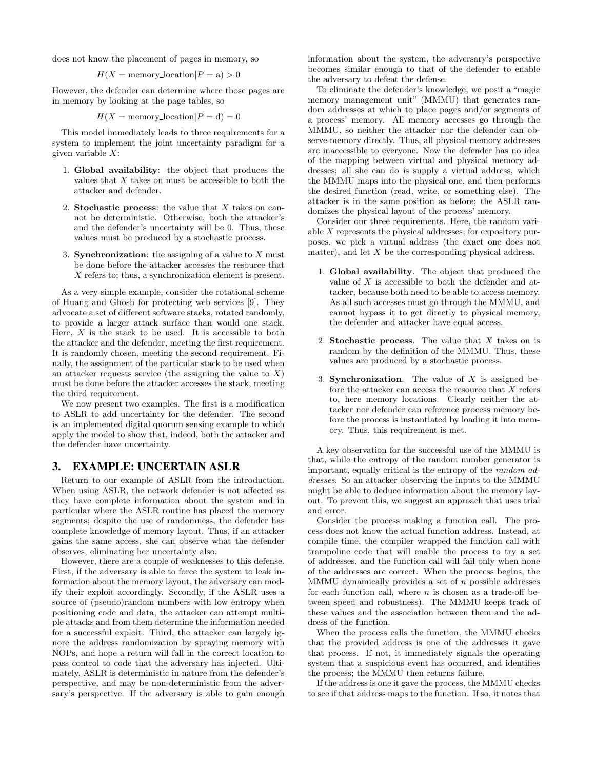does not know the placement of pages in memory, so

$$H(X = \text{memory\_location} | P = \text{a}) > 0$$

However, the defender can determine where those pages are in memory by looking at the page tables, so

$$H(X = \text{memory\_location} | P = \text{d}) = 0$$

This model immediately leads to three requirements for a system to implement the joint uncertainty paradigm for a given variable $X$:

1. **Global availability**: the object that produces the values that $X$ takes on must be accessible to both the attacker and defender.
2. **Stochastic process**: the value that $X$ takes on cannot be deterministic. Otherwise, both the attacker's and the defender's uncertainty will be 0. Thus, these values must be produced by a stochastic process.
3. **Synchronization**: the assigning of a value to $X$ must be done before the attacker accesses the resource that $X$ refers to; thus, a synchronization element is present.

As a very simple example, consider the rotational scheme of Huang and Ghosh for protecting web services [9]. They advocate a set of different software stacks, rotated randomly, to provide a larger attack surface than would one stack. Here, $X$ is the stack to be used. It is accessible to both the attacker and the defender, meeting the first requirement. It is randomly chosen, meeting the second requirement. Finally, the assignment of the particular stack to be used when an attacker requests service (the assigning the value to $X$) must be done before the attacker accesses the stack, meeting the third requirement.

We now present two examples. The first is a modification to ASLR to add uncertainty for the defender. The second is an implemented digital quorum sensing example to which apply the model to show that, indeed, both the attacker and the defender have uncertainty.

## 3. EXAMPLE: UNCERTAIN ASLR

Return to our example of ASLR from the introduction. When using ASLR, the network defender is not affected as they have complete information about the system and in particular where the ASLR routine has placed the memory segments; despite the use of randomness, the defender has complete knowledge of memory layout. Thus, if an attacker gains the same access, she can observe what the defender observes, eliminating her uncertainty also.

However, there are a couple of weaknesses to this defense. First, if the adversary is able to force the system to leak information about the memory layout, the adversary can modify their exploit accordingly. Secondly, if the ASLR uses a source of (pseudo)random numbers with low entropy when positioning code and data, the attacker can attempt multiple attacks and from them determine the information needed for a successful exploit. Third, the attacker can largely ignore the address randomization by spraying memory with NOPs, and hope a return will fall in the correct location to pass control to code that the adversary has injected. Ultimately, ASLR is deterministic in nature from the defender's perspective, and may be non-deterministic from the adversary's perspective. If the adversary is able to gain enough information about the system, the adversary's perspective becomes similar enough to that of the defender to enable the adversary to defeat the defense.

To eliminate the defender's knowledge, we posit a "magic memory management unit" (MMMU) that generates random addresses at which to place pages and/or segments of a process' memory. All memory accesses go through the MMMU, so neither the attacker nor the defender can observe memory directly. Thus, all physical memory addresses are inaccessible to everyone. Now the defender has no idea of the mapping between virtual and physical memory addresses; all she can do is supply a virtual address, which the MMMU maps into the physical one, and then performs the desired function (read, write, or something else). The attacker is in the same position as before; the ASLR randomizes the physical layout of the process' memory.

Consider our three requirements. Here, the random variable $X$ represents the physical addresses; for expository purposes, we pick a virtual address (the exact one does not matter), and let $X$ be the corresponding physical address.

1. **Global availability**. The object that produced the value of $X$ is accessible to both the defender and attacker, because both need to be able to access memory. As all such accesses must go through the MMMU, and cannot bypass it to get directly to physical memory, the defender and attacker have equal access.
2. **Stochastic process**. The value that $X$ takes on is random by the definition of the MMMU. Thus, these values are produced by a stochastic process.
3. **Synchronization**. The value of $X$ is assigned before the attacker can access the resource that $X$ refers to, here memory locations. Clearly neither the attacker nor defender can reference process memory before the process is instantiated by loading it into memory. Thus, this requirement is met.

A key observation for the successful use of the MMMU is that, while the entropy of the random number generator is important, equally critical is the entropy of the *random addresses*. So an attacker observing the inputs to the MMMU might be able to deduce information about the memory layout. To prevent this, we suggest an approach that uses trial and error.

Consider the process making a function call. The process does not know the actual function address. Instead, at compile time, the compiler wrapped the function call with trampoline code that will enable the process to try a set of addresses, and the function call will fail only when none of the addresses are correct. When the process begins, the MMMU dynamically provides a set of $n$ possible addresses for each function call, where $n$ is chosen as a trade-off between speed and robustness). The MMMU keeps track of these values and the association between them and the address of the function.

When the process calls the function, the MMMU checks that the provided address is one of the addresses it gave that process. If not, it immediately signals the operating system that a suspicious event has occurred, and identifies the process; the MMMU then returns failure.

If the address is one it gave the process, the MMMU checks to see if that address maps to the function. If so, it notes that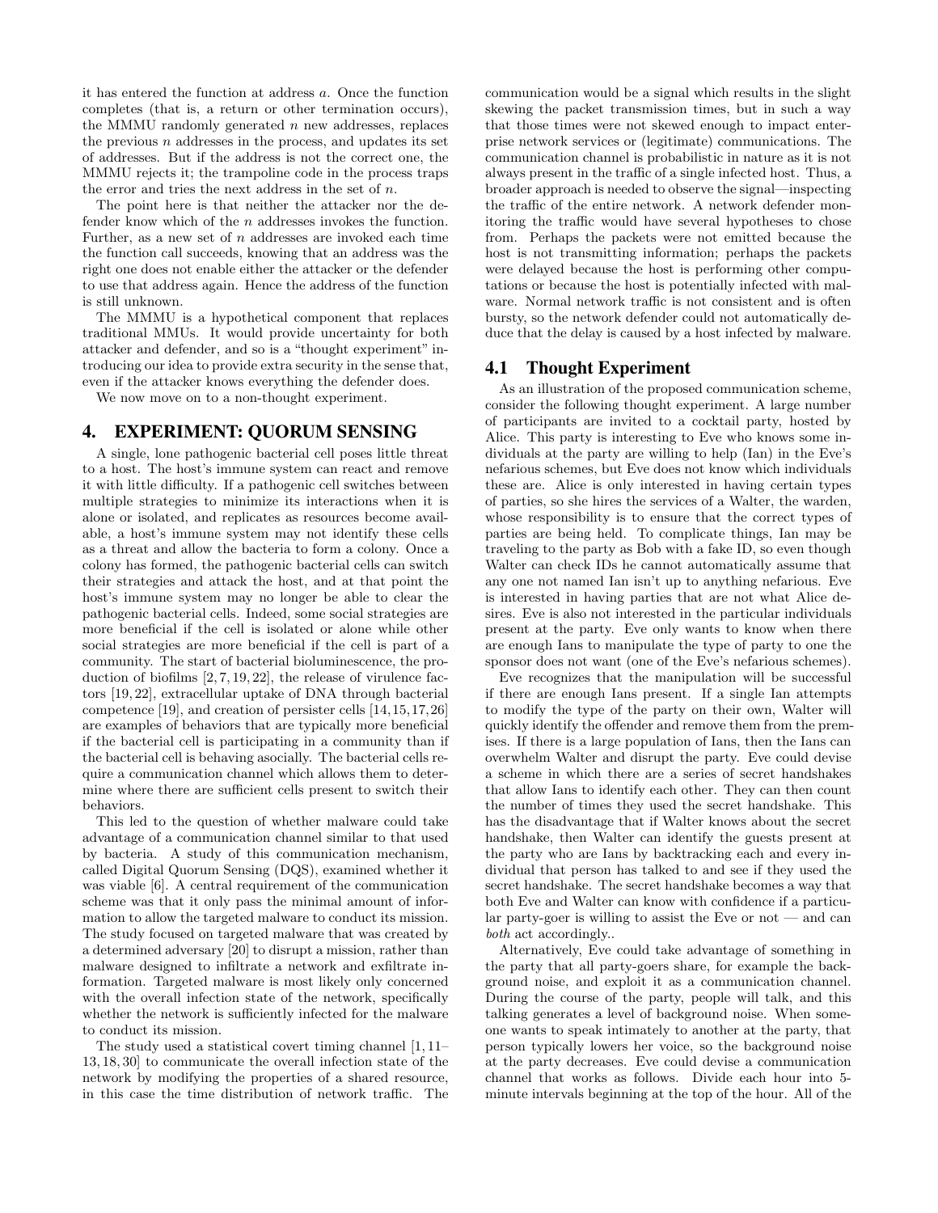it has entered the function at address $a$. Once the function completes (that is, a return or other termination occurs), the MMMU randomly generated $n$ new addresses, replaces the previous $n$ addresses in the process, and updates its set of addresses. But if the address is not the correct one, the MMMU rejects it; the trampoline code in the process traps the error and tries the next address in the set of $n$.

The point here is that neither the attacker nor the defender know which of the $n$ addresses invokes the function. Further, as a new set of $n$ addresses are invoked each time the function call succeeds, knowing that an address was the right one does not enable either the attacker or the defender to use that address again. Hence the address of the function is still unknown.

The MMMU is a hypothetical component that replaces traditional MMUs. It would provide uncertainty for both attacker and defender, and so is a "thought experiment" introducing our idea to provide extra security in the sense that, even if the attacker knows everything the defender does.

We now move on to a non-thought experiment.

## 4. EXPERIMENT: QUORUM SENSING

A single, lone pathogenic bacterial cell poses little threat to a host. The host's immune system can react and remove it with little difficulty. If a pathogenic cell switches between multiple strategies to minimize its interactions when it is alone or isolated, and replicates as resources become available, a host's immune system may not identify these cells as a threat and allow the bacteria to form a colony. Once a colony has formed, the pathogenic bacterial cells can switch their strategies and attack the host, and at that point the host's immune system may no longer be able to clear the pathogenic bacterial cells. Indeed, some social strategies are more beneficial if the cell is isolated or alone while other social strategies are more beneficial if the cell is part of a community. The start of bacterial bioluminescence, the production of biofilms [2, 7, 19, 22], the release of virulence factors [19, 22], extracellular uptake of DNA through bacterial competence [19], and creation of persister cells [14, 15, 17, 26] are examples of behaviors that are typically more beneficial if the bacterial cell is participating in a community than if the bacterial cell is behaving asocially. The bacterial cells require a communication channel which allows them to determine where there are sufficient cells present to switch their behaviors.

This led to the question of whether malware could take advantage of a communication channel similar to that used by bacteria. A study of this communication mechanism, called Digital Quorum Sensing (DQS), examined whether it was viable [6]. A central requirement of the communication scheme was that it only pass the minimal amount of information to allow the targeted malware to conduct its mission. The study focused on targeted malware that was created by a determined adversary [20] to disrupt a mission, rather than malware designed to infiltrate a network and exfiltrate information. Targeted malware is most likely only concerned with the overall infection state of the network, specifically whether the network is sufficiently infected for the malware to conduct its mission.

The study used a statistical covert timing channel [1, 11–13, 18, 30] to communicate the overall infection state of the network by modifying the properties of a shared resource, in this case the time distribution of network traffic. The communication would be a signal which results in the slight skewing the packet transmission times, but in such a way that those times were not skewed enough to impact enterprise network services or (legitimate) communications. The communication channel is probabilistic in nature as it is not always present in the traffic of a single infected host. Thus, a broader approach is needed to observe the signal—inspecting the traffic of the entire network. A network defender monitoring the traffic would have several hypotheses to chose from. Perhaps the packets were not emitted because the host is not transmitting information; perhaps the packets were delayed because the host is performing other computations or because the host is potentially infected with malware. Normal network traffic is not consistent and is often bursty, so the network defender could not automatically deduce that the delay is caused by a host infected by malware.

### 4.1 Thought Experiment

As an illustration of the proposed communication scheme, consider the following thought experiment. A large number of participants are invited to a cocktail party, hosted by Alice. This party is interesting to Eve who knows some individuals at the party are willing to help (Ian) in the Eve's nefarious schemes, but Eve does not know which individuals these are. Alice is only interested in having certain types of parties, so she hires the services of a Walter, the warden, whose responsibility is to ensure that the correct types of parties are being held. To complicate things, Ian may be traveling to the party as Bob with a fake ID, so even though Walter can check IDs he cannot automatically assume that any one not named Ian isn't up to anything nefarious. Eve is interested in having parties that are not what Alice desires. Eve is also not interested in the particular individuals present at the party. Eve only wants to know when there are enough Ians to manipulate the type of party to one the sponsor does not want (one of the Eve's nefarious schemes).

Eve recognizes that the manipulation will be successful if there are enough Ians present. If a single Ian attempts to modify the type of the party on their own, Walter will quickly identify the offender and remove them from the premises. If there is a large population of Ians, then the Ians can overwhelm Walter and disrupt the party. Eve could devise a scheme in which there are a series of secret handshakes that allow Ians to identify each other. They can then count the number of times they used the secret handshake. This has the disadvantage that if Walter knows about the secret handshake, then Walter can identify the guests present at the party who are Ians by backtracking each and every individual that person has talked to and see if they used the secret handshake. The secret handshake becomes a way that both Eve and Walter can know with confidence if a particular party-goer is willing to assist the Eve or not — and can *both* act accordingly..

Alternatively, Eve could take advantage of something in the party that all party-goers share, for example the background noise, and exploit it as a communication channel. During the course of the party, people will talk, and this talking generates a level of background noise. When someone wants to speak intimately to another at the party, that person typically lowers her voice, so the background noise at the party decreases. Eve could devise a communication channel that works as follows. Divide each hour into 5-minute intervals beginning at the top of the hour. All of the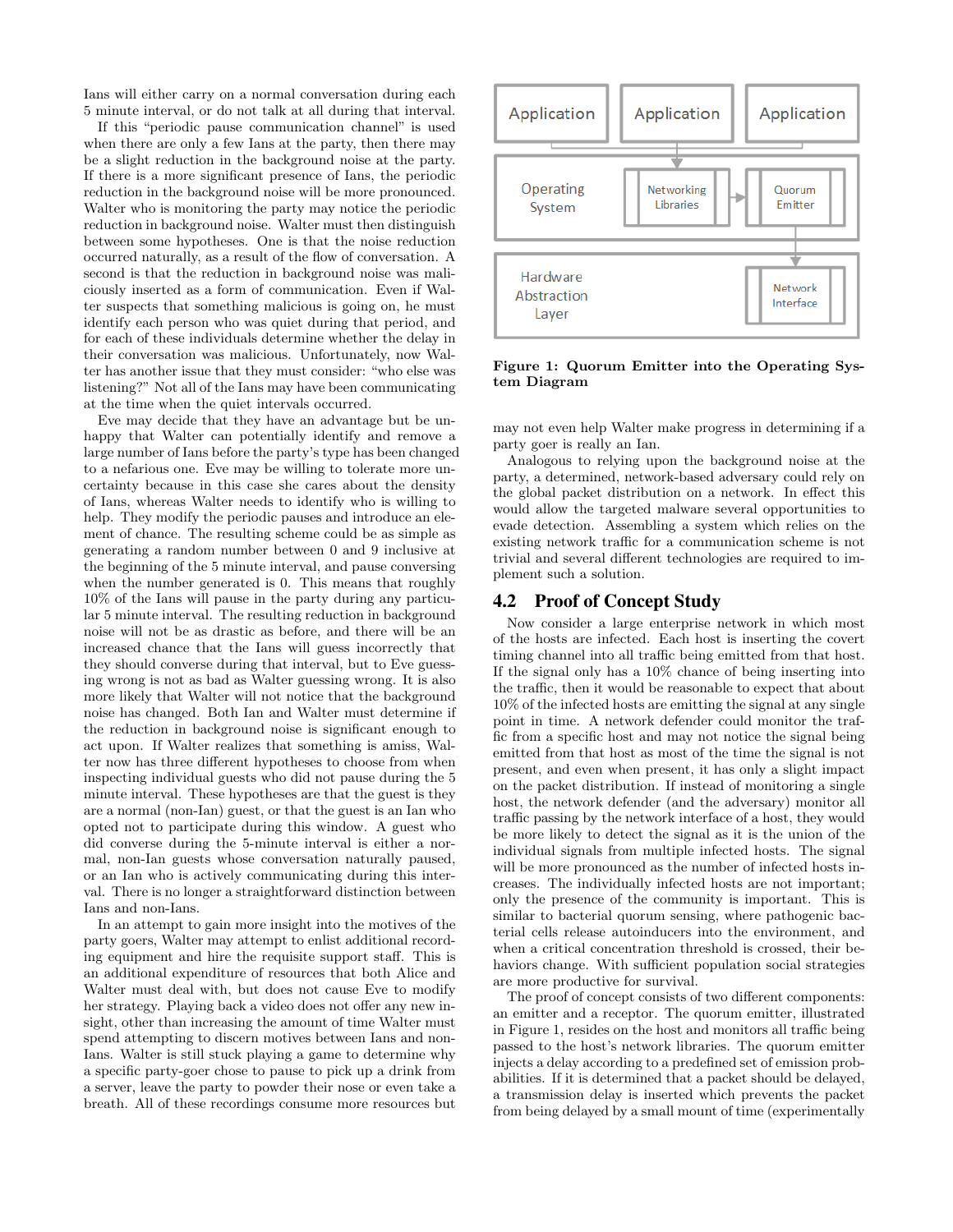Ians will either carry on a normal conversation during each 5 minute interval, or do not talk at all during that interval.

If this "periodic pause communication channel" is used when there are only a few Ians at the party, then there may be a slight reduction in the background noise at the party. If there is a more significant presence of Ians, the periodic reduction in the background noise will be more pronounced. Walter who is monitoring the party may notice the periodic reduction in background noise. Walter must then distinguish between some hypotheses. One is that the noise reduction occurred naturally, as a result of the flow of conversation. A second is that the reduction in background noise was maliciously inserted as a form of communication. Even if Walter suspects that something malicious is going on, he must identify each person who was quiet during that period, and for each of these individuals determine whether the delay in their conversation was malicious. Unfortunately, now Walter has another issue that they must consider: "who else was listening?" Not all of the Ians may have been communicating at the time when the quiet intervals occurred.

Eve may decide that they have an advantage but be unhappy that Walter can potentially identify and remove a large number of Ians before the party's type has been changed to a nefarious one. Eve may be willing to tolerate more uncertainty because in this case she cares about the density of Ians, whereas Walter needs to identify who is willing to help. They modify the periodic pauses and introduce an element of chance. The resulting scheme could be as simple as generating a random number between 0 and 9 inclusive at the beginning of the 5 minute interval, and pause conversing when the number generated is 0. This means that roughly 10% of the Ians will pause in the party during any particular 5 minute interval. The resulting reduction in background noise will not be as drastic as before, and there will be an increased chance that the Ians will guess incorrectly that they should converse during that interval, but to Eve guessing wrong is not as bad as Walter guessing wrong. It is also more likely that Walter will not notice that the background noise has changed. Both Ian and Walter must determine if the reduction in background noise is significant enough to act upon. If Walter realizes that something is amiss, Walter now has three different hypotheses to choose from when inspecting individual guests who did not pause during the 5 minute interval. These hypotheses are that the guest is they are a normal (non-Ian) guest, or that the guest is an Ian who opted not to participate during this window. A guest who did converse during the 5-minute interval is either a normal, non-Ian guests whose conversation naturally paused, or an Ian who is actively communicating during this interval. There is no longer a straightforward distinction between Ians and non-Ians.

In an attempt to gain more insight into the motives of the party goers, Walter may attempt to enlist additional recording equipment and hire the requisite support staff. This is an additional expenditure of resources that both Alice and Walter must deal with, but does not cause Eve to modify her strategy. Playing back a video does not offer any new insight, other than increasing the amount of time Walter must spend attempting to discern motives between Ians and non-Ians. Walter is still stuck playing a game to determine why a specific party-goer chose to pause to pick up a drink from a server, leave the party to powder their nose or even take a breath. All of these recordings consume more resources but may not even help Walter make progress in determining if a party goer is really an Ian.

Figure 1: Quorum Emitter into the Operating System Diagram

Analogous to relying upon the background noise at the party, a determined, network-based adversary could rely on the global packet distribution on a network. In effect this would allow the targeted malware several opportunities to evade detection. Assembling a system which relies on the existing network traffic for a communication scheme is not trivial and several different technologies are required to implement such a solution.

## 4.2 Proof of Concept Study

Now consider a large enterprise network in which most of the hosts are infected. Each host is inserting the covert timing channel into all traffic being emitted from that host. If the signal only has a 10% chance of being inserting into the traffic, then it would be reasonable to expect that about 10% of the infected hosts are emitting the signal at any single point in time. A network defender could monitor the traffic from a specific host and may not notice the signal being emitted from that host as most of the time the signal is not present, and even when present, it has only a slight impact on the packet distribution. If instead of monitoring a single host, the network defender (and the adversary) monitor all traffic passing by the network interface of a host, they would be more likely to detect the signal as it is the union of the individual signals from multiple infected hosts. The signal will be more pronounced as the number of infected hosts increases. The individually infected hosts are not important; only the presence of the community is important. This is similar to bacterial quorum sensing, where pathogenic bacterial cells release autoinducers into the environment, and when a critical concentration threshold is crossed, their behaviors change. With sufficient population social strategies are more productive for survival.

The proof of concept consists of two different components: an emitter and a receptor. The quorum emitter, illustrated in Figure 1, resides on the host and monitors all traffic being passed to the host's network libraries. The quorum emitter injects a delay according to a predefined set of emission probabilities. If it is determined that a packet should be delayed, a transmission delay is inserted which prevents the packet from being delayed by a small mount of time (experimentally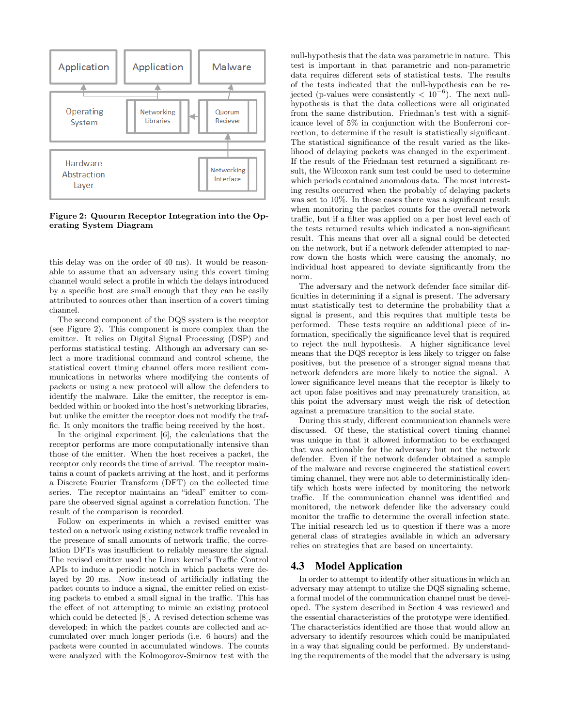Application

Application

Malware

Operating System

Networking Libraries

Quorum Reciever

Hardware Abstraction Layer

Networking Interface

**Figure 2: Quourm Receptor Integration into the Operating System Diagram**

this delay was on the order of 40 ms). It would be reasonable to assume that an adversary using this covert timing channel would select a profile in which the delays introduced by a specific host are small enough that they can be easily attributed to sources other than insertion of a covert timing channel.

The second component of the DQS system is the receptor (see Figure 2). This component is more complex than the emitter. It relies on Digital Signal Processing (DSP) and performs statistical testing. Although an adversary can select a more traditional command and control scheme, the statistical covert timing channel offers more resilient communications in networks where modifying the contents of packets or using a new protocol will allow the defenders to identify the malware. Like the emitter, the receptor is embedded within or hooked into the host's networking libraries, but unlike the emitter the receptor does not modify the traffic. It only monitors the traffic being received by the host.

In the original experiment [6], the calculations that the receptor performs are more computationally intensive than those of the emitter. When the host receives a packet, the receptor only records the time of arrival. The receptor maintains a count of packets arriving at the host, and it performs a Discrete Fourier Transform (DFT) on the collected time series. The receptor maintains an "ideal" emitter to compare the observed signal against a correlation function. The result of the comparison is recorded.

Follow on experiments in which a revised emitter was tested on a network using existing network traffic revealed in the presence of small amounts of network traffic, the correlation DFTs was insufficient to reliably measure the signal. The revised emitter used the Linux kernel's Traffic Control APIs to induce a periodic notch in which packets were delayed by 20 ms. Now instead of artificially inflating the packet counts to induce a signal, the emitter relied on existing packets to embed a small signal in the traffic. This has the effect of not attempting to mimic an existing protocol which could be detected [8]. A revised detection scheme was developed; in which the packet counts are collected and accumulated over much longer periods (i.e. 6 hours) and the packets were counted in accumulated windows. The counts were analyzed with the Kolmogorov-Smirnov test with the null-hypothesis that the data was parametric in nature. This test is important in that parametric and non-parametric data requires different sets of statistical tests. The results of the tests indicated that the null-hypothesis can be rejected (p-values were consistently $< 10^{-6}$). The next null-hypothesis is that the data collections were all originated from the same distribution. Friedman's test with a significance level of 5% in conjunction with the Bonferroni correction, to determine if the result is statistically significant. The statistical significance of the result varied as the likelihood of delaying packets was changed in the experiment. If the result of the Friedman test returned a significant result, the Wilcoxon rank sum test could be used to determine which periods contained anomalous data. The most interesting results occurred when the probably of delaying packets was set to 10%. In these cases there was a significant result when monitoring the packet counts for the overall network traffic, but if a filter was applied on a per host level each of the tests returned results which indicated a non-significant result. This means that over all a signal could be detected on the network, but if a network defender attempted to narrow down the hosts which were causing the anomaly, no individual host appeared to deviate significantly from the norm.

The adversary and the network defender face similar difficulties in determining if a signal is present. The adversary must statistically test to determine the probability that a signal is present, and this requires that multiple tests be performed. These tests require an additional piece of information, specifically the significance level that is required to reject the null hypothesis. A higher significance level means that the DQS receptor is less likely to trigger on false positives, but the presence of a stronger signal means that network defenders are more likely to notice the signal. A lower significance level means that the receptor is likely to act upon false positives and may prematurely transition, at this point the adversary must weigh the risk of detection against a premature transition to the social state.

During this study, different communication channels were discussed. Of these, the statistical covert timing channel was unique in that it allowed information to be exchanged that was actionable for the adversary but not the network defender. Even if the network defender obtained a sample of the malware and reverse engineered the statistical covert timing channel, they were not able to deterministically identify which hosts were infected by monitoring the network traffic. If the communication channel was identified and monitored, the network defender like the adversary could monitor the traffic to determine the overall infection state. The initial research led us to question if there was a more general class of strategies available in which an adversary relies on strategies that are based on uncertainty.

## 4.3 Model Application

In order to attempt to identify other situations in which an adversary may attempt to utilize the DQS signaling scheme, a formal model of the communication channel must be developed. The system described in Section 4 was reviewed and the essential characteristics of the prototype were identified. The characteristics identified are those that would allow an adversary to identify resources which could be manipulated in a way that signaling could be performed. By understanding the requirements of the model that the adversary is using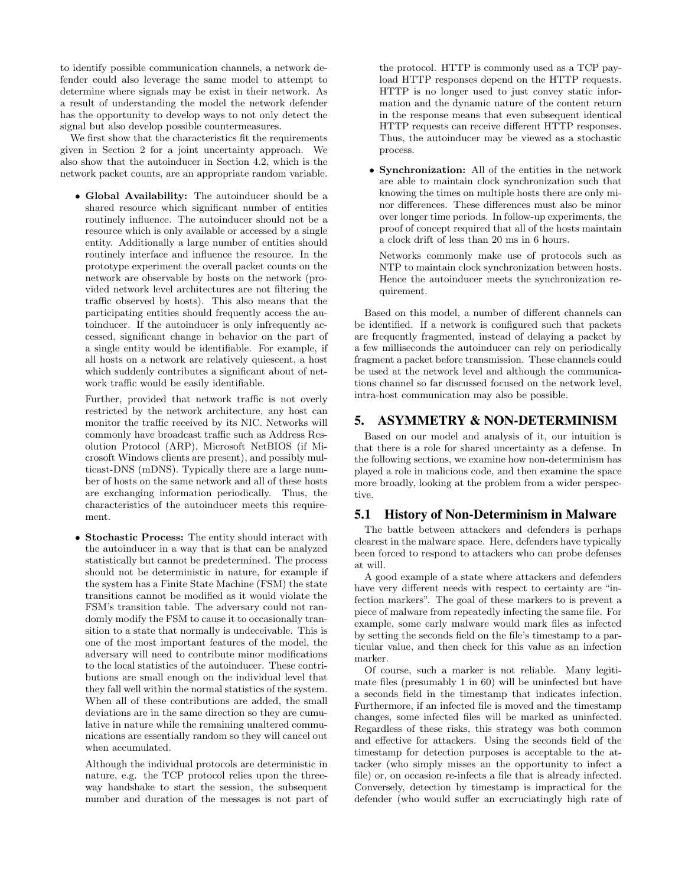to identify possible communication channels, a network defender could also leverage the same model to attempt to determine where signals may be exist in their network. As a result of understanding the model the network defender has the opportunity to develop ways to not only detect the signal but also develop possible countermeasures.

We first show that the characteristics fit the requirements given in Section 2 for a joint uncertainty approach. We also show that the autoinducer in Section 4.2, which is the network packet counts, are an appropriate random variable.

- **Global Availability:** The autoinducer should be a shared resource which significant number of entities routinely influence. The autoinducer should not be a resource which is only available or accessed by a single entity. Additionally a large number of entities should routinely interface and influence the resource. In the prototype experiment the overall packet counts on the network are observable by hosts on the network (provided network level architectures are not filtering the traffic observed by hosts). This also means that the participating entities should frequently access the autoinducer. If the autoinducer is only infrequently accessed, significant change in behavior on the part of a single entity would be identifiable. For example, if all hosts on a network are relatively quiescent, a host which suddenly contributes a significant about of network traffic would be easily identifiable.

  Further, provided that network traffic is not overly restricted by the network architecture, any host can monitor the traffic received by its NIC. Networks will commonly have broadcast traffic such as Address Resolution Protocol (ARP), Microsoft NetBIOS (if Microsoft Windows clients are present), and possibly multicast-DNS (mDNS). Typically there are a large number of hosts on the same network and all of these hosts are exchanging information periodically. Thus, the characteristics of the autoinducer meets this requirement.

- **Stochastic Process:** The entity should interact with the autoinducer in a way that is that can be analyzed statistically but cannot be predetermined. The process should not be deterministic in nature, for example if the system has a Finite State Machine (FSM) the state transitions cannot be modified as it would violate the FSM's transition table. The adversary could not randomly modify the FSM to cause it to occasionally transition to a state that normally is undeceivable. This is one of the most important features of the model, the adversary will need to contribute minor modifications to the local statistics of the autoinducer. These contributions are small enough on the individual level that they fall well within the normal statistics of the system. When all of these contributions are added, the small deviations are in the same direction so they are cumulative in nature while the remaining unaltered communications are essentially random so they will cancel out when accumulated.

  Although the individual protocols are deterministic in nature, e.g. the TCP protocol relies upon the three-way handshake to start the session, the subsequent number and duration of the messages is not part of the protocol. HTTP is commonly used as a TCP payload HTTP responses depend on the HTTP requests. HTTP is no longer used to just convey static information and the dynamic nature of the content return in the response means that even subsequent identical HTTP requests can receive different HTTP responses. Thus, the autoinducer may be viewed as a stochastic process.

- **Synchronization:** All of the entities in the network are able to maintain clock synchronization such that knowing the times on multiple hosts there are only minor differences. These differences must also be minor over longer time periods. In follow-up experiments, the proof of concept required that all of the hosts maintain a clock drift of less than 20 ms in 6 hours.

  Networks commonly make use of protocols such as NTP to maintain clock synchronization between hosts. Hence the autoinducer meets the synchronization requirement.

Based on this model, a number of different channels can be identified. If a network is configured such that packets are frequently fragmented, instead of delaying a packet by a few milliseconds the autoinducer can rely on periodically fragment a packet before transmission. These channels could be used at the network level and although the communications channel so far discussed focused on the network level, intra-host communication may also be possible.

## 5. ASYMMETRY & NON-DETERMINISM

Based on our model and analysis of it, our intuition is that there is a role for shared uncertainty as a defense. In the following sections, we examine how non-determinism has played a role in malicious code, and then examine the space more broadly, looking at the problem from a wider perspective.

### 5.1 History of Non-Determinism in Malware

The battle between attackers and defenders is perhaps clearest in the malware space. Here, defenders have typically been forced to respond to attackers who can probe defenses at will.

A good example of a state where attackers and defenders have very different needs with respect to certainty are "infection markers". The goal of these markers to is prevent a piece of malware from repeatedly infecting the same file. For example, some early malware would mark files as infected by setting the seconds field on the file's timestamp to a particular value, and then check for this value as an infection marker.

Of course, such a marker is not reliable. Many legitimate files (presumably 1 in 60) will be uninfected but have a seconds field in the timestamp that indicates infection. Furthermore, if an infected file is moved and the timestamp changes, some infected files will be marked as uninfected. Regardless of these risks, this strategy was both common and effective for attackers. Using the seconds field of the timestamp for detection purposes is acceptable to the attacker (who simply misses an the opportunity to infect a file) or, on occasion re-infects a file that is already infected. Conversely, detection by timestamp is impractical for the defender (who would suffer an excruciatingly high rate of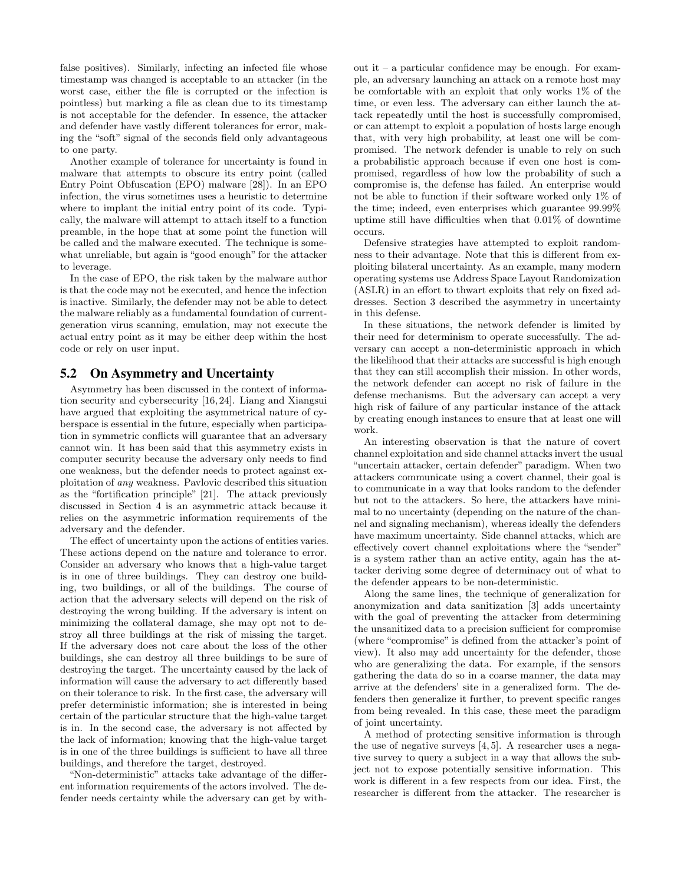false positives). Similarly, infecting an infected file whose timestamp was changed is acceptable to an attacker (in the worst case, either the file is corrupted or the infection is pointless) but marking a file as clean due to its timestamp is not acceptable for the defender. In essence, the attacker and defender have vastly different tolerances for error, making the "soft" signal of the seconds field only advantageous to one party.

Another example of tolerance for uncertainty is found in malware that attempts to obscure its entry point (called Entry Point Obfuscation (EPO) malware [28]). In an EPO infection, the virus sometimes uses a heuristic to determine where to implant the initial entry point of its code. Typically, the malware will attempt to attach itself to a function preamble, in the hope that at some point the function will be called and the malware executed. The technique is somewhat unreliable, but again is "good enough" for the attacker to leverage.

In the case of EPO, the risk taken by the malware author is that the code may not be executed, and hence the infection is inactive. Similarly, the defender may not be able to detect the malware reliably as a fundamental foundation of current-generation virus scanning, emulation, may not execute the actual entry point as it may be either deep within the host code or rely on user input.

## 5.2 On Asymmetry and Uncertainty

Asymmetry has been discussed in the context of information security and cybersecurity [16, 24]. Liang and Xiangsui have argued that exploiting the asymmetrical nature of cyberspace is essential in the future, especially when participation in symmetric conflicts will guarantee that an adversary cannot win. It has been said that this asymmetry exists in computer security because the adversary only needs to find one weakness, but the defender needs to protect against exploitation of *any* weakness. Pavlovic described this situation as the "fortification principle" [21]. The attack previously discussed in Section 4 is an asymmetric attack because it relies on the asymmetric information requirements of the adversary and the defender.

The effect of uncertainty upon the actions of entities varies. These actions depend on the nature and tolerance to error. Consider an adversary who knows that a high-value target is in one of three buildings. They can destroy one building, two buildings, or all of the buildings. The course of action that the adversary selects will depend on the risk of destroying the wrong building. If the adversary is intent on minimizing the collateral damage, she may opt not to destroy all three buildings at the risk of missing the target. If the adversary does not care about the loss of the other buildings, she can destroy all three buildings to be sure of destroying the target. The uncertainty caused by the lack of information will cause the adversary to act differently based on their tolerance to risk. In the first case, the adversary will prefer deterministic information; she is interested in being certain of the particular structure that the high-value target is in. In the second case, the adversary is not affected by the lack of information; knowing that the high-value target is in one of the three buildings is sufficient to have all three buildings, and therefore the target, destroyed.

"Non-deterministic" attacks take advantage of the different information requirements of the actors involved. The defender needs certainty while the adversary can get by without it – a particular confidence may be enough. For example, an adversary launching an attack on a remote host may be comfortable with an exploit that only works 1% of the time, or even less. The adversary can either launch the attack repeatedly until the host is successfully compromised, or can attempt to exploit a population of hosts large enough that, with very high probability, at least one will be compromised. The network defender is unable to rely on such a probabilistic approach because if even one host is compromised, regardless of how low the probability of such a compromise is, the defense has failed. An enterprise would not be able to function if their software worked only 1% of the time; indeed, even enterprises which guarantee 99.99% uptime still have difficulties when that 0.01% of downtime occurs.

Defensive strategies have attempted to exploit randomness to their advantage. Note that this is different from exploiting bilateral uncertainty. As an example, many modern operating systems use Address Space Layout Randomization (ASLR) in an effort to thwart exploits that rely on fixed addresses. Section 3 described the asymmetry in uncertainty in this defense.

In these situations, the network defender is limited by their need for determinism to operate successfully. The adversary can accept a non-deterministic approach in which the likelihood that their attacks are successful is high enough that they can still accomplish their mission. In other words, the network defender can accept no risk of failure in the defense mechanisms. But the adversary can accept a very high risk of failure of any particular instance of the attack by creating enough instances to ensure that at least one will work.

An interesting observation is that the nature of covert channel exploitation and side channel attacks invert the usual "uncertain attacker, certain defender" paradigm. When two attackers communicate using a covert channel, their goal is to communicate in a way that looks random to the defender but not to the attackers. So here, the attackers have minimal to no uncertainty (depending on the nature of the channel and signaling mechanism), whereas ideally the defenders have maximum uncertainty. Side channel attacks, which are effectively covert channel exploitations where the "sender" is a system rather than an active entity, again has the attacker deriving some degree of determinacy out of what to the defender appears to be non-deterministic.

Along the same lines, the technique of generalization for anonymization and data sanitization [3] adds uncertainty with the goal of preventing the attacker from determining the unsanitized data to a precision sufficient for compromise (where "compromise" is defined from the attacker's point of view). It also may add uncertainty for the defender, those who are generalizing the data. For example, if the sensors gathering the data do so in a coarse manner, the data may arrive at the defenders' site in a generalized form. The defenders then generalize it further, to prevent specific ranges from being revealed. In this case, these meet the paradigm of joint uncertainty.

A method of protecting sensitive information is through the use of negative surveys [4, 5]. A researcher uses a negative survey to query a subject in a way that allows the subject not to expose potentially sensitive information. This work is different in a few respects from our idea. First, the researcher is different from the attacker. The researcher is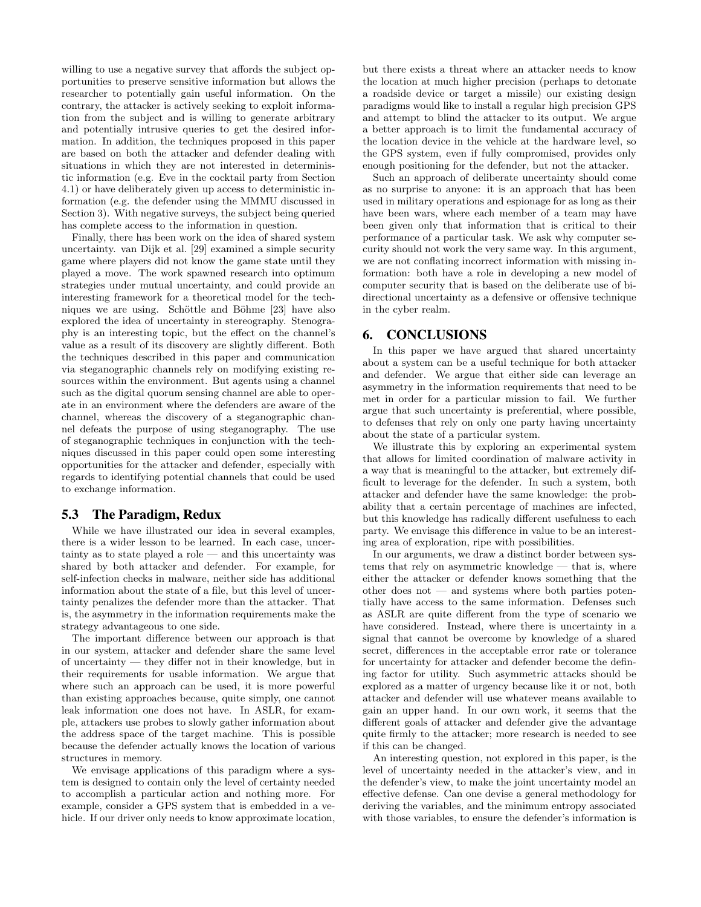willing to use a negative survey that affords the subject opportunities to preserve sensitive information but allows the researcher to potentially gain useful information. On the contrary, the attacker is actively seeking to exploit information from the subject and is willing to generate arbitrary and potentially intrusive queries to get the desired information. In addition, the techniques proposed in this paper are based on both the attacker and defender dealing with situations in which they are not interested in deterministic information (e.g. Eve in the cocktail party from Section 4.1) or have deliberately given up access to deterministic information (e.g. the defender using the MMMU discussed in Section 3). With negative surveys, the subject being queried has complete access to the information in question.

Finally, there has been work on the idea of shared system uncertainty. van Dijk et al. [29] examined a simple security game where players did not know the game state until they played a move. The work spawned research into optimum strategies under mutual uncertainty, and could provide an interesting framework for a theoretical model for the techniques we are using. Schöttle and Böhme [23] have also explored the idea of uncertainty in stereography. Stenography is an interesting topic, but the effect on the channel's value as a result of its discovery are slightly different. Both the techniques described in this paper and communication via steganographic channels rely on modifying existing resources within the environment. But agents using a channel such as the digital quorum sensing channel are able to operate in an environment where the defenders are aware of the channel, whereas the discovery of a steganographic channel defeats the purpose of using steganography. The use of steganographic techniques in conjunction with the techniques discussed in this paper could open some interesting opportunities for the attacker and defender, especially with regards to identifying potential channels that could be used to exchange information.

### 5.3 The Paradigm, Redux

While we have illustrated our idea in several examples, there is a wider lesson to be learned. In each case, uncertainty as to state played a role — and this uncertainty was shared by both attacker and defender. For example, for self-infection checks in malware, neither side has additional information about the state of a file, but this level of uncertainty penalizes the defender more than the attacker. That is, the asymmetry in the information requirements make the strategy advantageous to one side.

The important difference between our approach is that in our system, attacker and defender share the same level of uncertainty — they differ not in their knowledge, but in their requirements for usable information. We argue that where such an approach can be used, it is more powerful than existing approaches because, quite simply, one cannot leak information one does not have. In ASLR, for example, attackers use probes to slowly gather information about the address space of the target machine. This is possible because the defender actually knows the location of various structures in memory.

We envisage applications of this paradigm where a system is designed to contain only the level of certainty needed to accomplish a particular action and nothing more. For example, consider a GPS system that is embedded in a vehicle. If our driver only needs to know approximate location, but there exists a threat where an attacker needs to know the location at much higher precision (perhaps to detonate a roadside device or target a missile) our existing design paradigms would like to install a regular high precision GPS and attempt to blind the attacker to its output. We argue a better approach is to limit the fundamental accuracy of the location device in the vehicle at the hardware level, so the GPS system, even if fully compromised, provides only enough positioning for the defender, but not the attacker.

Such an approach of deliberate uncertainty should come as no surprise to anyone: it is an approach that has been used in military operations and espionage for as long as their have been wars, where each member of a team may have been given only that information that is critical to their performance of a particular task. We ask why computer security should not work the very same way. In this argument, we are not conflating incorrect information with missing information: both have a role in developing a new model of computer security that is based on the deliberate use of bidirectional uncertainty as a defensive or offensive technique in the cyber realm.

## 6. CONCLUSIONS

In this paper we have argued that shared uncertainty about a system can be a useful technique for both attacker and defender. We argue that either side can leverage an asymmetry in the information requirements that need to be met in order for a particular mission to fail. We further argue that such uncertainty is preferential, where possible, to defenses that rely on only one party having uncertainty about the state of a particular system.

We illustrate this by exploring an experimental system that allows for limited coordination of malware activity in a way that is meaningful to the attacker, but extremely difficult to leverage for the defender. In such a system, both attacker and defender have the same knowledge: the probability that a certain percentage of machines are infected, but this knowledge has radically different usefulness to each party. We envisage this difference in value to be an interesting area of exploration, ripe with possibilities.

In our arguments, we draw a distinct border between systems that rely on asymmetric knowledge — that is, where either the attacker or defender knows something that the other does not — and systems where both parties potentially have access to the same information. Defenses such as ASLR are quite different from the type of scenario we have considered. Instead, where there is uncertainty in a signal that cannot be overcome by knowledge of a shared secret, differences in the acceptable error rate or tolerance for uncertainty for attacker and defender become the defining factor for utility. Such asymmetric attacks should be explored as a matter of urgency because like it or not, both attacker and defender will use whatever means available to gain an upper hand. In our own work, it seems that the different goals of attacker and defender give the advantage quite firmly to the attacker; more research is needed to see if this can be changed.

An interesting question, not explored in this paper, is the level of uncertainty needed in the attacker's view, and in the defender's view, to make the joint uncertainty model an effective defense. Can one devise a general methodology for deriving the variables, and the minimum entropy associated with those variables, to ensure the defender's information is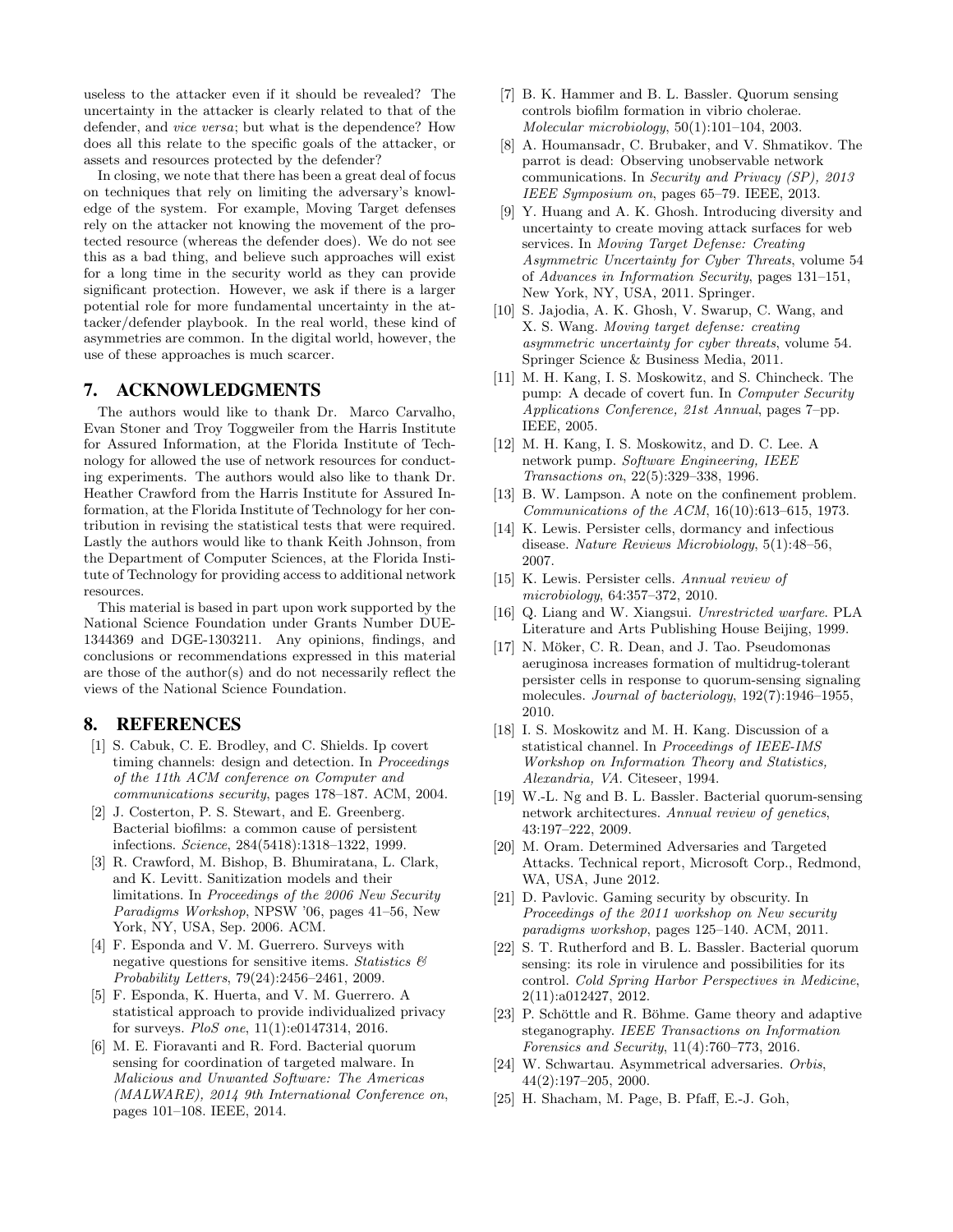useless to the attacker even if it should be revealed? The uncertainty in the attacker is clearly related to that of the defender, and *vice versa*; but what is the dependence? How does all this relate to the specific goals of the attacker, or assets and resources protected by the defender?

In closing, we note that there has been a great deal of focus on techniques that rely on limiting the adversary's knowledge of the system. For example, Moving Target defenses rely on the attacker not knowing the movement of the protected resource (whereas the defender does). We do not see this as a bad thing, and believe such approaches will exist for a long time in the security world as they can provide significant protection. However, we ask if there is a larger potential role for more fundamental uncertainty in the attacker/defender playbook. In the real world, these kind of asymmetries are common. In the digital world, however, the use of these approaches is much scarcer.

## 7. ACKNOWLEDGMENTS

The authors would like to thank Dr. Marco Carvalho, Evan Stoner and Troy Toggweiler from the Harris Institute for Assured Information, at the Florida Institute of Technology for allowed the use of network resources for conducting experiments. The authors would also like to thank Dr. Heather Crawford from the Harris Institute for Assured Information, at the Florida Institute of Technology for her contribution in revising the statistical tests that were required. Lastly the authors would like to thank Keith Johnson, from the Department of Computer Sciences, at the Florida Institute of Technology for providing access to additional network resources.

This material is based in part upon work supported by the National Science Foundation under Grants Number DUE-1344369 and DGE-1303211. Any opinions, findings, and conclusions or recommendations expressed in this material are those of the author(s) and do not necessarily reflect the views of the National Science Foundation.

## 8. REFERENCES

[1] S. Cabuk, C. E. Brodley, and C. Shields. Ip covert timing channels: design and detection. In *Proceedings of the 11th ACM conference on Computer and communications security*, pages 178–187. ACM, 2004.

[2] J. Costerton, P. S. Stewart, and E. Greenberg. Bacterial biofilms: a common cause of persistent infections. *Science*, 284(5418):1318–1322, 1999.

[3] R. Crawford, M. Bishop, B. Bhumiratana, L. Clark, and K. Levitt. Sanitization models and their limitations. In *Proceedings of the 2006 New Security Paradigms Workshop*, NPSW '06, pages 41–56, New York, NY, USA, Sep. 2006. ACM.

[4] F. Esponda and V. M. Guerrero. Surveys with negative questions for sensitive items. *Statistics & Probability Letters*, 79(24):2456–2461, 2009.

[5] F. Esponda, K. Huerta, and V. M. Guerrero. A statistical approach to provide individualized privacy for surveys. *PloS one*, 11(1):e0147314, 2016.

[6] M. E. Fioravanti and R. Ford. Bacterial quorum sensing for coordination of targeted malware. In *Malicious and Unwanted Software: The Americas (MALWARE), 2014 9th International Conference on*, pages 101–108. IEEE, 2014.

[7] B. K. Hammer and B. L. Bassler. Quorum sensing controls biofilm formation in vibrio cholerae. *Molecular microbiology*, 50(1):101–104, 2003.

[8] A. Houmansadr, C. Brubaker, and V. Shmatikov. The parrot is dead: Observing unobservable network communications. In *Security and Privacy (SP), 2013 IEEE Symposium on*, pages 65–79. IEEE, 2013.

[9] Y. Huang and A. K. Ghosh. Introducing diversity and uncertainty to create moving attack surfaces for web services. In *Moving Target Defense: Creating Asymmetric Uncertainty for Cyber Threats*, volume 54 of *Advances in Information Security*, pages 131–151, New York, NY, USA, 2011. Springer.

[10] S. Jajodia, A. K. Ghosh, V. Swarup, C. Wang, and X. S. Wang. *Moving target defense: creating asymmetric uncertainty for cyber threats*, volume 54. Springer Science & Business Media, 2011.

[11] M. H. Kang, I. S. Moskowitz, and S. Chincheck. The pump: A decade of covert fun. In *Computer Security Applications Conference, 21st Annual*, pages 7–pp. IEEE, 2005.

[12] M. H. Kang, I. S. Moskowitz, and D. C. Lee. A network pump. *Software Engineering, IEEE Transactions on*, 22(5):329–338, 1996.

[13] B. W. Lampson. A note on the confinement problem. *Communications of the ACM*, 16(10):613–615, 1973.

[14] K. Lewis. Persister cells, dormancy and infectious disease. *Nature Reviews Microbiology*, 5(1):48–56, 2007.

[15] K. Lewis. Persister cells. *Annual review of microbiology*, 64:357–372, 2010.

[16] Q. Liang and W. Xiangsui. *Unrestricted warfare*. PLA Literature and Arts Publishing House Beijing, 1999.

[17] N. Möker, C. R. Dean, and J. Tao. Pseudomonas aeruginosa increases formation of multidrug-tolerant persister cells in response to quorum-sensing signaling molecules. *Journal of bacteriology*, 192(7):1946–1955, 2010.

[18] I. S. Moskowitz and M. H. Kang. Discussion of a statistical channel. In *Proceedings of IEEE-IMS Workshop on Information Theory and Statistics, Alexandria, VA*. Citeseer, 1994.

[19] W.-L. Ng and B. L. Bassler. Bacterial quorum-sensing network architectures. *Annual review of genetics*, 43:197–222, 2009.

[20] M. Oram. Determined Adversaries and Targeted Attacks. Technical report, Microsoft Corp., Redmond, WA, USA, June 2012.

[21] D. Pavlovic. Gaming security by obscurity. In *Proceedings of the 2011 workshop on New security paradigms workshop*, pages 125–140. ACM, 2011.

[22] S. T. Rutherford and B. L. Bassler. Bacterial quorum sensing: its role in virulence and possibilities for its control. *Cold Spring Harbor Perspectives in Medicine*, 2(11):a012427, 2012.

[23] P. Schöttle and R. Böhme. Game theory and adaptive steganography. *IEEE Transactions on Information Forensics and Security*, 11(4):760–773, 2016.

[24] W. Schwartau. Asymmetrical adversaries. *Orbis*, 44(2):197–205, 2000.

[25] H. Shacham, M. Page, B. Pfaff, E.-J. Goh,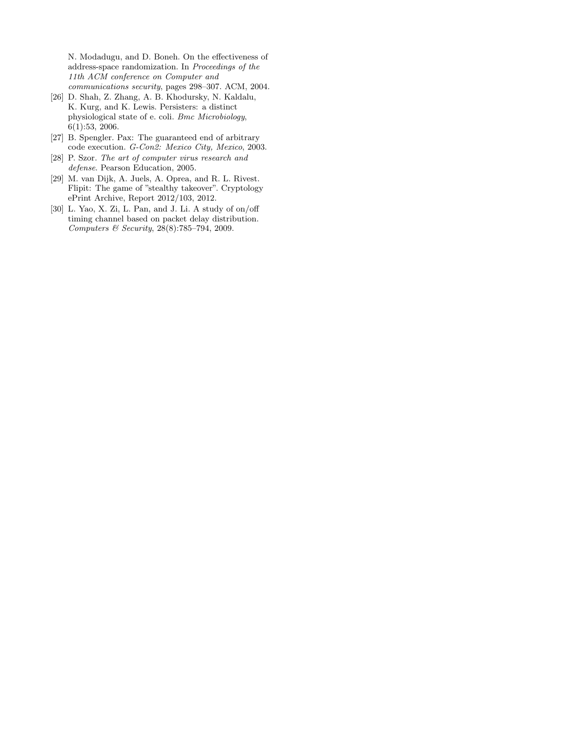N. Modadugu, and D. Boneh. On the effectiveness of address-space randomization. In *Proceedings of the 11th ACM conference on Computer and communications security*, pages 298–307. ACM, 2004.

[26] D. Shah, Z. Zhang, A. B. Khodursky, N. Kaldalu, K. Kurg, and K. Lewis. Persisters: a distinct physiological state of e. coli. *Bmc Microbiology*, 6(1):53, 2006.

[27] B. Spengler. Pax: The guaranteed end of arbitrary code execution. *G-Con2: Mexico City, Mexico*, 2003.

[28] P. Szor. *The art of computer virus research and defense*. Pearson Education, 2005.

[29] M. van Dijk, A. Juels, A. Oprea, and R. L. Rivest. Flipit: The game of "stealthy takeover". Cryptology ePrint Archive, Report 2012/103, 2012.

[30] L. Yao, X. Zi, L. Pan, and J. Li. A study of on/off timing channel based on packet delay distribution. *Computers & Security*, 28(8):785–794, 2009.